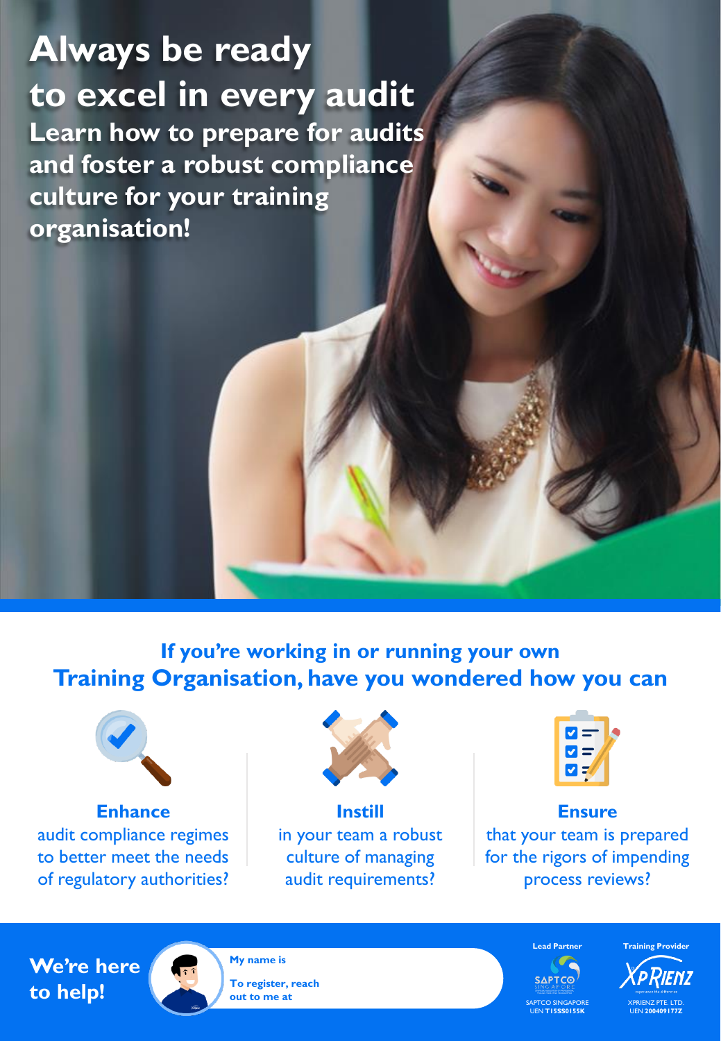# Always be ready to excel in every audit

## Learn how to prepare for audits and foster a robust compliance culture for your training organisation!

### If you're working in or running your own Training Organisation, have you wondered how you can

**Enhance**
audit compliance regimes to better meet the needs of regulatory authorities?

**Instill**
in your team a robust culture of managing audit requirements?

**Ensure**
that your team is prepared for the rigors of impending process reviews?

**We're here to help!**

**My name is**

**To register, reach out to me at**

**Lead Partner**

SAPTCO SINGAPORE
UEN **T15SS0155K**

**Training Provider**

XPRIENZ PTE. LTD.
UEN **200409177Z**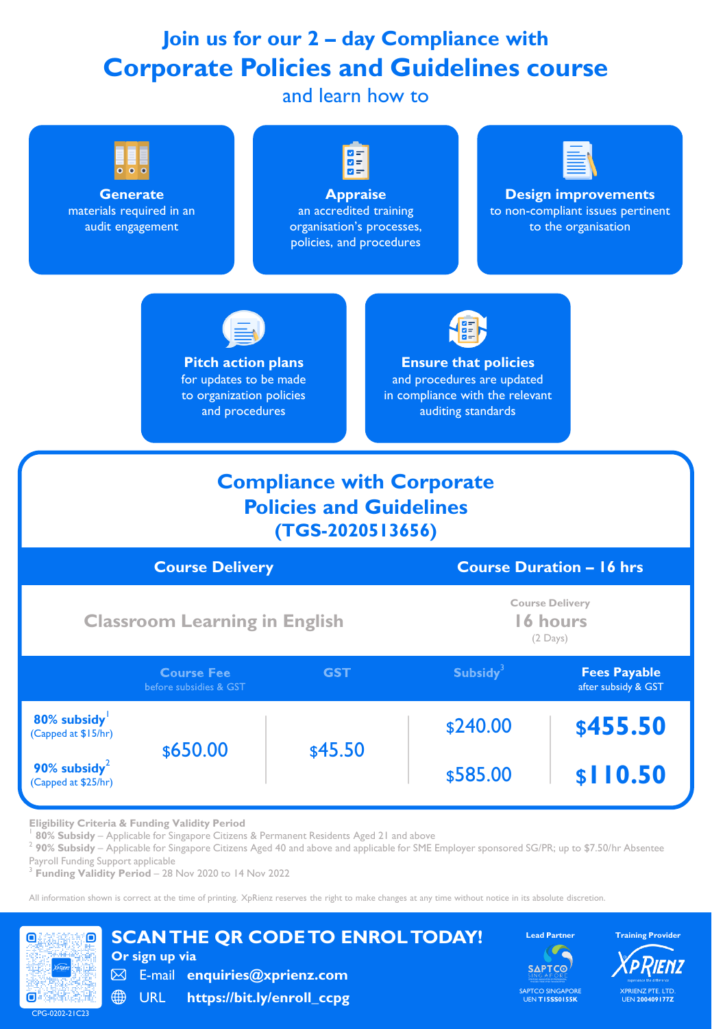# Join us for our 2 – day Compliance with Corporate Policies and Guidelines course

and learn how to

**Generate**
materials required in an audit engagement

**Appraise**
an accredited training organisation's processes, policies, and procedures

**Design improvements**
to non-compliant issues pertinent to the organisation

**Pitch action plans**
for updates to be made to organization policies and procedures

**Ensure that policies**
and procedures are updated in compliance with the relevant auditing standards

## Compliance with Corporate Policies and Guidelines (TGS-2020513656)

| Course Delivery | Course Duration – 16 hrs |
|---|---|
| Classroom Learning in English | Course Delivery<br>16 hours<br>(2 Days) |

| | Course Fee<br>before subsidies & GST | GST | Subsidy[3] | Fees Payable<br>after subsidy & GST |
|---|---|---|---|---|
| **80% subsidy**[1]<br>(Capped at $15/hr) | $650.00 | $45.50 | $240.00 | **$455.50** |
| **90% subsidy**[2]<br>(Capped at $25/hr) | $650.00 | $45.50 | $585.00 | **$110.50** |

**Eligibility Criteria & Funding Validity Period**

[1] **80% Subsidy** – Applicable for Singapore Citizens & Permanent Residents Aged 21 and above

[2] **90% Subsidy** – Applicable for Singapore Citizens Aged 40 and above and applicable for SME Employer sponsored SG/PR; up to $7.50/hr Absentee Payroll Funding Support applicable

[3] **Funding Validity Period** – 28 Nov 2020 to 14 Nov 2022

All information shown is correct at the time of printing. XpRienz reserves the right to make changes at any time without notice in its absolute discretion.

**SCAN THE QR CODE TO ENROL TODAY!**

**Or sign up via**

E-mail **enquiries@xprienz.com**

URL **https://bit.ly/enroll_ccpg**

CPG-0202-21C23

**Lead Partner**
SAPTCO SINGAPORE
UEN T15SS0155K

**Training Provider**
XPRIENZ PTE. LTD.
UEN 200409177Z